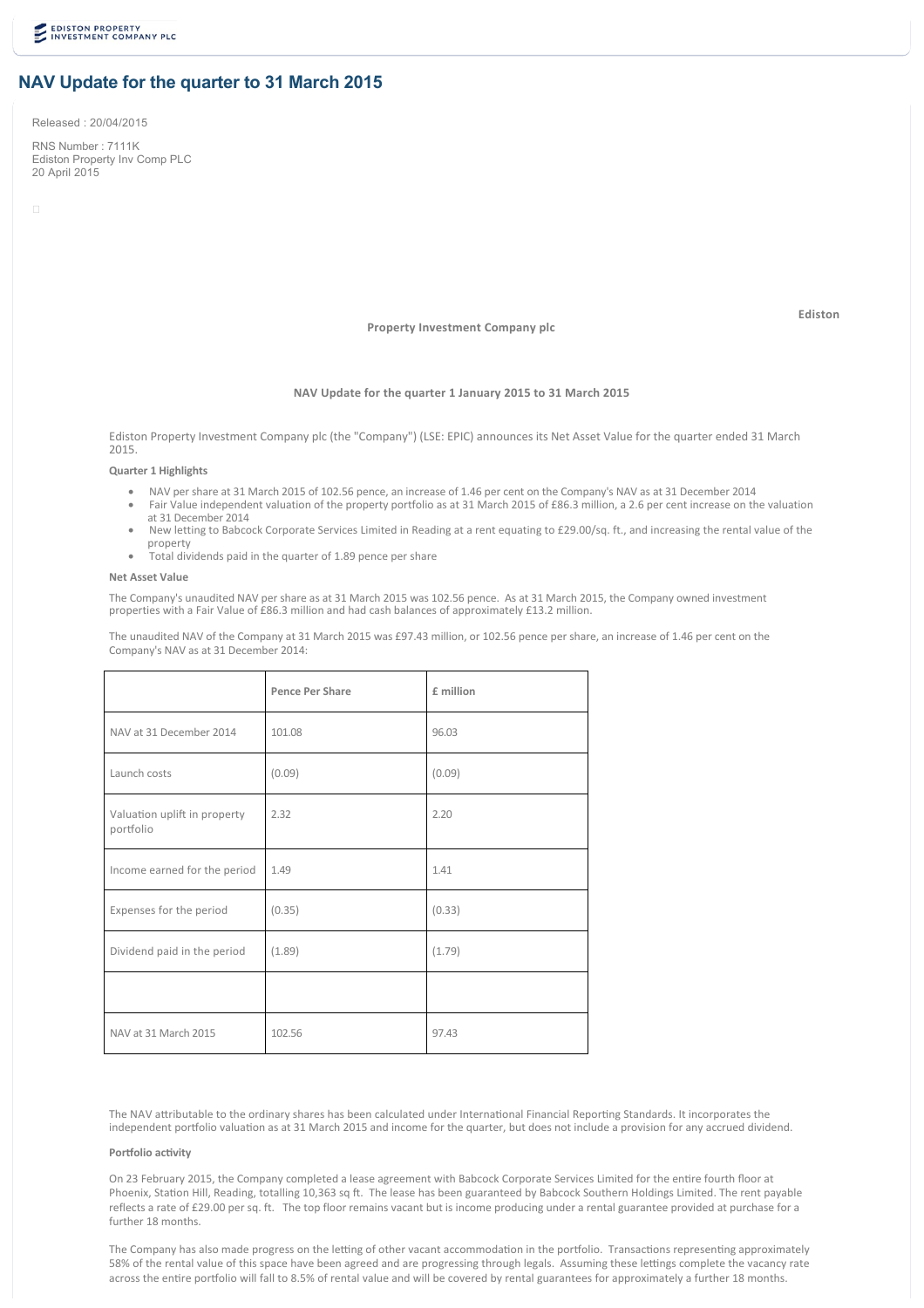# NAV Update for the quarter to 31 March 2015

Released : 20/04/2015

RNS Number : 7111K
Ediston Property Inv Comp PLC
20 April 2015

**Ediston Property Investment Company plc**

**NAV Update for the quarter 1 January 2015 to 31 March 2015**

Ediston Property Investment Company plc (the "Company") (LSE: EPIC) announces its Net Asset Value for the quarter ended 31 March 2015.

**Quarter 1 Highlights**

- NAV per share at 31 March 2015 of 102.56 pence, an increase of 1.46 per cent on the Company's NAV as at 31 December 2014
- Fair Value independent valuation of the property portfolio as at 31 March 2015 of £86.3 million, a 2.6 per cent increase on the valuation at 31 December 2014
- New letting to Babcock Corporate Services Limited in Reading at a rent equating to £29.00/sq. ft., and increasing the rental value of the property
- Total dividends paid in the quarter of 1.89 pence per share

**Net Asset Value**

The Company's unaudited NAV per share as at 31 March 2015 was 102.56 pence. As at 31 March 2015, the Company owned investment properties with a Fair Value of £86.3 million and had cash balances of approximately £13.2 million.

The unaudited NAV of the Company at 31 March 2015 was £97.43 million, or 102.56 pence per share, an increase of 1.46 per cent on the Company's NAV as at 31 December 2014:

| | Pence Per Share | £ million |
|---|---|---|
| NAV at 31 December 2014 | 101.08 | 96.03 |
| Launch costs | (0.09) | (0.09) |
| Valuation uplift in property portfolio | 2.32 | 2.20 |
| Income earned for the period | 1.49 | 1.41 |
| Expenses for the period | (0.35) | (0.33) |
| Dividend paid in the period | (1.89) | (1.79) |
| | | |
| NAV at 31 March 2015 | 102.56 | 97.43 |

The NAV attributable to the ordinary shares has been calculated under International Financial Reporting Standards. It incorporates the independent portfolio valuation as at 31 March 2015 and income for the quarter, but does not include a provision for any accrued dividend.

**Portfolio activity**

On 23 February 2015, the Company completed a lease agreement with Babcock Corporate Services Limited for the entire fourth floor at Phoenix, Station Hill, Reading, totalling 10,363 sq ft. The lease has been guaranteed by Babcock Southern Holdings Limited. The rent payable reflects a rate of £29.00 per sq. ft. The top floor remains vacant but is income producing under a rental guarantee provided at purchase for a further 18 months.

The Company has also made progress on the letting of other vacant accommodation in the portfolio. Transactions representing approximately 58% of the rental value of this space have been agreed and are progressing through legals. Assuming these lettings complete the vacancy rate across the entire portfolio will fall to 8.5% of rental value and will be covered by rental guarantees for approximately a further 18 months.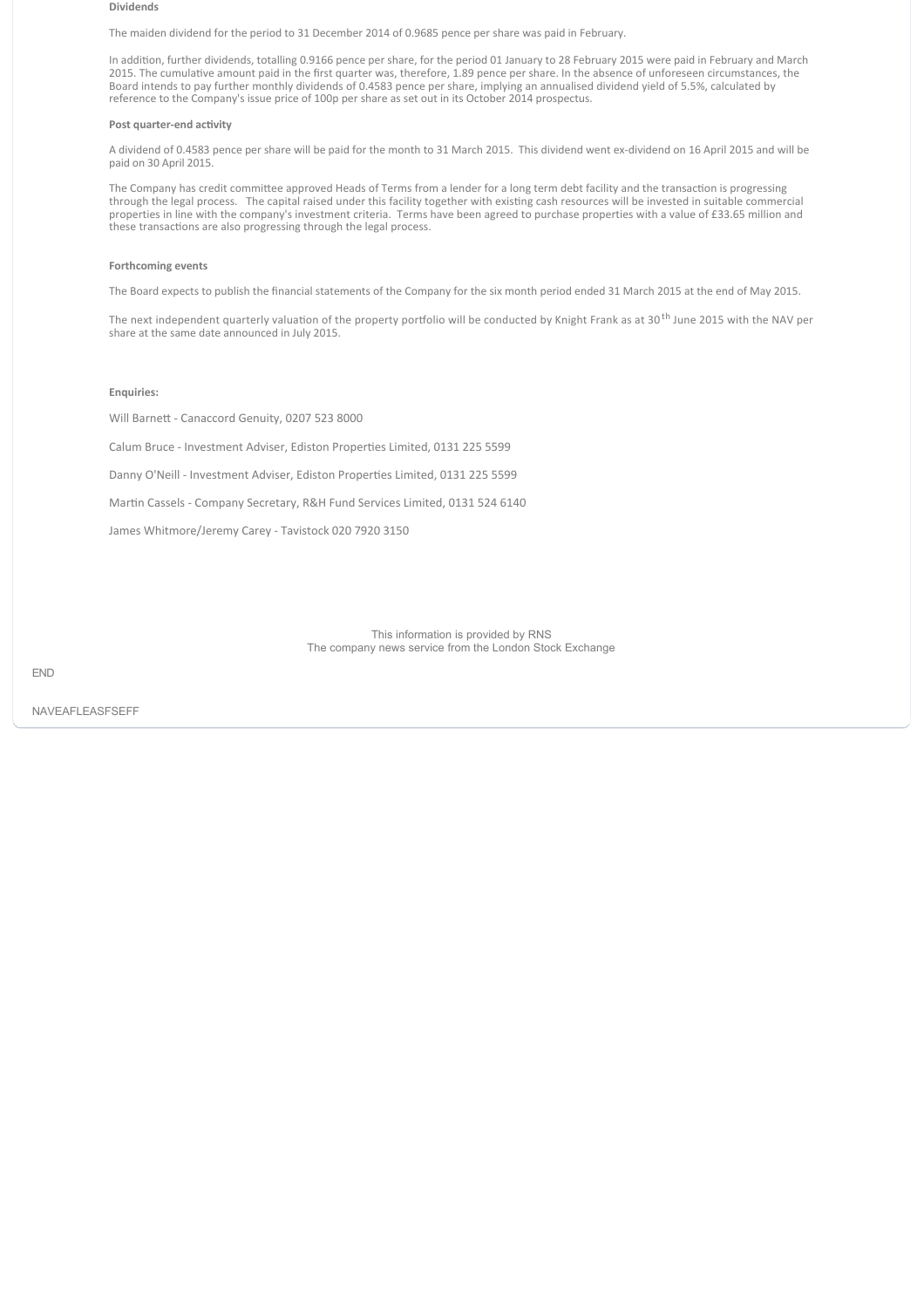**Dividends**

The maiden dividend for the period to 31 December 2014 of 0.9685 pence per share was paid in February.

In addition, further dividends, totalling 0.9166 pence per share, for the period 01 January to 28 February 2015 were paid in February and March 2015. The cumulative amount paid in the first quarter was, therefore, 1.89 pence per share. In the absence of unforeseen circumstances, the Board intends to pay further monthly dividends of 0.4583 pence per share, implying an annualised dividend yield of 5.5%, calculated by reference to the Company's issue price of 100p per share as set out in its October 2014 prospectus.

**Post quarter-end activity**

A dividend of 0.4583 pence per share will be paid for the month to 31 March 2015. This dividend went ex-dividend on 16 April 2015 and will be paid on 30 April 2015.

The Company has credit committee approved Heads of Terms from a lender for a long term debt facility and the transaction is progressing through the legal process. The capital raised under this facility together with existing cash resources will be invested in suitable commercial properties in line with the company's investment criteria. Terms have been agreed to purchase properties with a value of £33.65 million and these transactions are also progressing through the legal process.

**Forthcoming events**

The Board expects to publish the financial statements of the Company for the six month period ended 31 March 2015 at the end of May 2015.

The next independent quarterly valuation of the property portfolio will be conducted by Knight Frank as at 30th June 2015 with the NAV per share at the same date announced in July 2015.

**Enquiries:**

Will Barnett - Canaccord Genuity, 0207 523 8000

Calum Bruce - Investment Adviser, Ediston Properties Limited, 0131 225 5599

Danny O'Neill - Investment Adviser, Ediston Properties Limited, 0131 225 5599

Martin Cassels - Company Secretary, R&H Fund Services Limited, 0131 524 6140

James Whitmore/Jeremy Carey - Tavistock 020 7920 3150

This information is provided by RNS
The company news service from the London Stock Exchange

END

NAVEAFLEASFSEFF